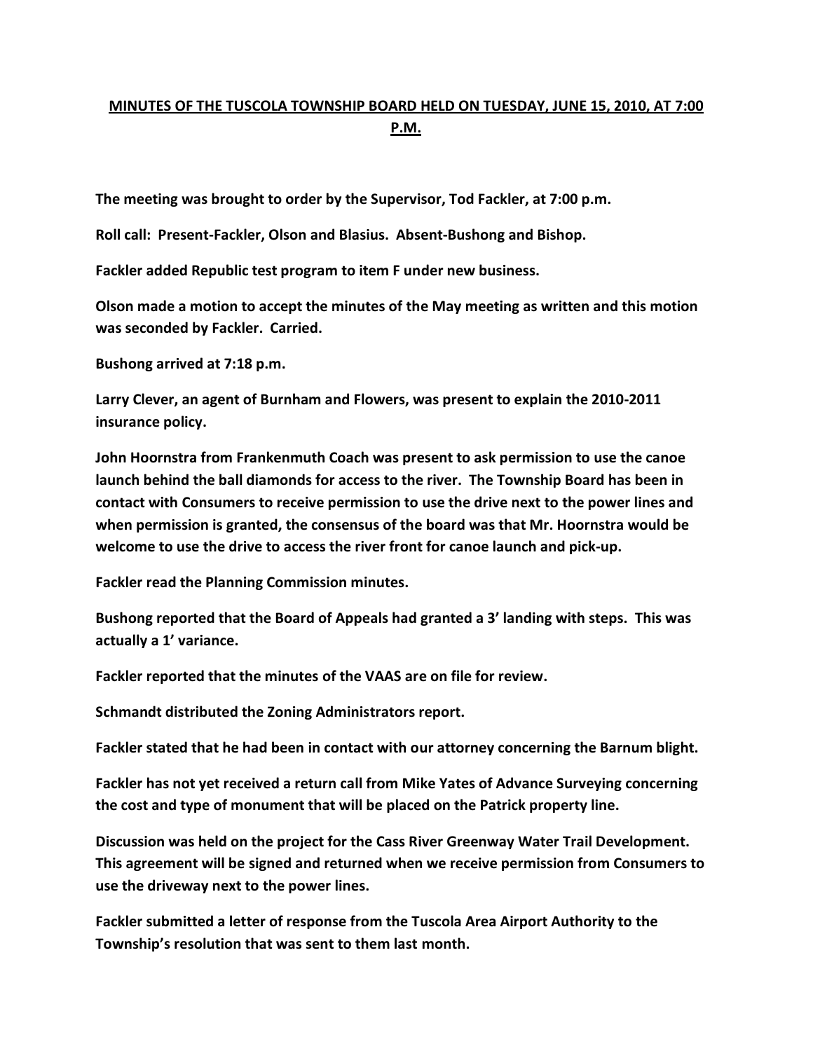**MINUTES OF THE TUSCOLA TOWNSHIP BOARD HELD ON TUESDAY, JUNE 15, 2010, AT 7:00 P.M.**

**The meeting was brought to order by the Supervisor, Tod Fackler, at 7:00 p.m.**

**Roll call: Present-Fackler, Olson and Blasius. Absent-Bushong and Bishop.**

**Fackler added Republic test program to item F under new business.**

**Olson made a motion to accept the minutes of the May meeting as written and this motion was seconded by Fackler. Carried.**

**Bushong arrived at 7:18 p.m.**

**Larry Clever, an agent of Burnham and Flowers, was present to explain the 2010-2011 insurance policy.**

**John Hoornstra from Frankenmuth Coach was present to ask permission to use the canoe launch behind the ball diamonds for access to the river. The Township Board has been in contact with Consumers to receive permission to use the drive next to the power lines and when permission is granted, the consensus of the board was that Mr. Hoornstra would be welcome to use the drive to access the river front for canoe launch and pick-up.**

**Fackler read the Planning Commission minutes.**

**Bushong reported that the Board of Appeals had granted a 3' landing with steps. This was actually a 1' variance.**

**Fackler reported that the minutes of the VAAS are on file for review.**

**Schmandt distributed the Zoning Administrators report.**

**Fackler stated that he had been in contact with our attorney concerning the Barnum blight.**

**Fackler has not yet received a return call from Mike Yates of Advance Surveying concerning the cost and type of monument that will be placed on the Patrick property line.**

**Discussion was held on the project for the Cass River Greenway Water Trail Development. This agreement will be signed and returned when we receive permission from Consumers to use the driveway next to the power lines.**

**Fackler submitted a letter of response from the Tuscola Area Airport Authority to the Township's resolution that was sent to them last month.**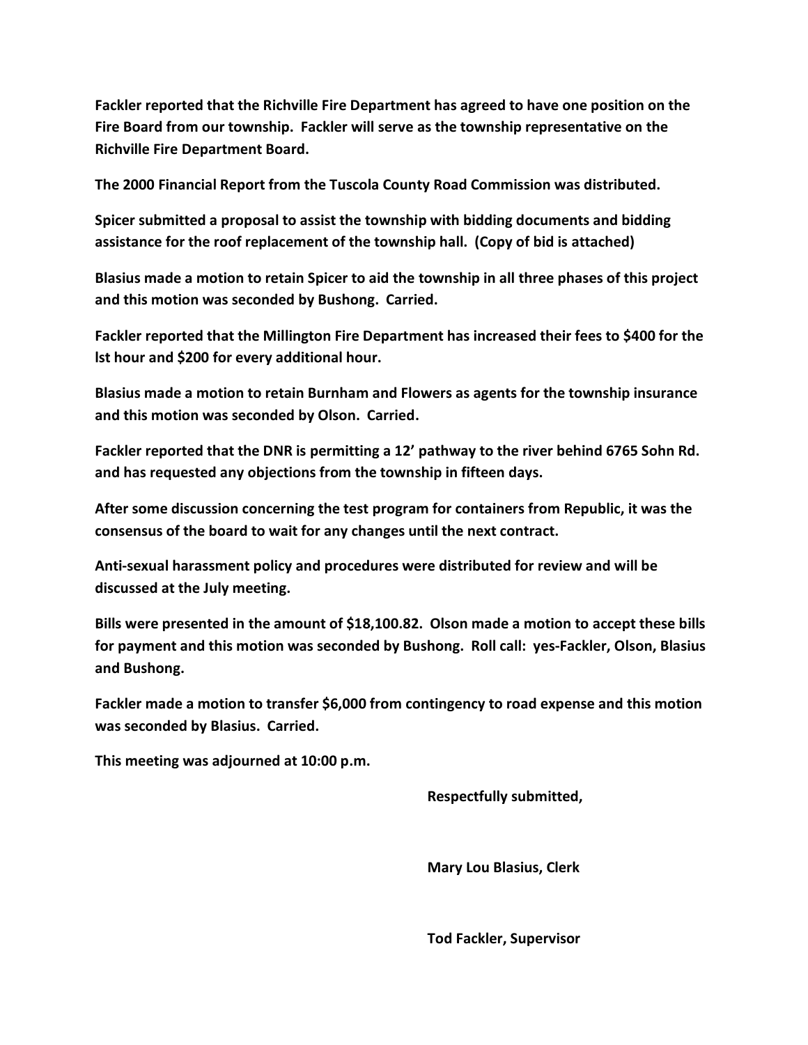**Fackler reported that the Richville Fire Department has agreed to have one position on the Fire Board from our township. Fackler will serve as the township representative on the Richville Fire Department Board.**

**The 2000 Financial Report from the Tuscola County Road Commission was distributed.**

**Spicer submitted a proposal to assist the township with bidding documents and bidding assistance for the roof replacement of the township hall. (Copy of bid is attached)**

**Blasius made a motion to retain Spicer to aid the township in all three phases of this project and this motion was seconded by Bushong. Carried.**

**Fackler reported that the Millington Fire Department has increased their fees to $400 for the lst hour and $200 for every additional hour.**

**Blasius made a motion to retain Burnham and Flowers as agents for the township insurance and this motion was seconded by Olson. Carried.**

**Fackler reported that the DNR is permitting a 12' pathway to the river behind 6765 Sohn Rd. and has requested any objections from the township in fifteen days.**

**After some discussion concerning the test program for containers from Republic, it was the consensus of the board to wait for any changes until the next contract.**

**Anti-sexual harassment policy and procedures were distributed for review and will be discussed at the July meeting.**

**Bills were presented in the amount of $18,100.82. Olson made a motion to accept these bills for payment and this motion was seconded by Bushong. Roll call: yes-Fackler, Olson, Blasius and Bushong.**

**Fackler made a motion to transfer $6,000 from contingency to road expense and this motion was seconded by Blasius. Carried.**

**This meeting was adjourned at 10:00 p.m.**

**Respectfully submitted,**

**Mary Lou Blasius, Clerk**

**Tod Fackler, Supervisor**